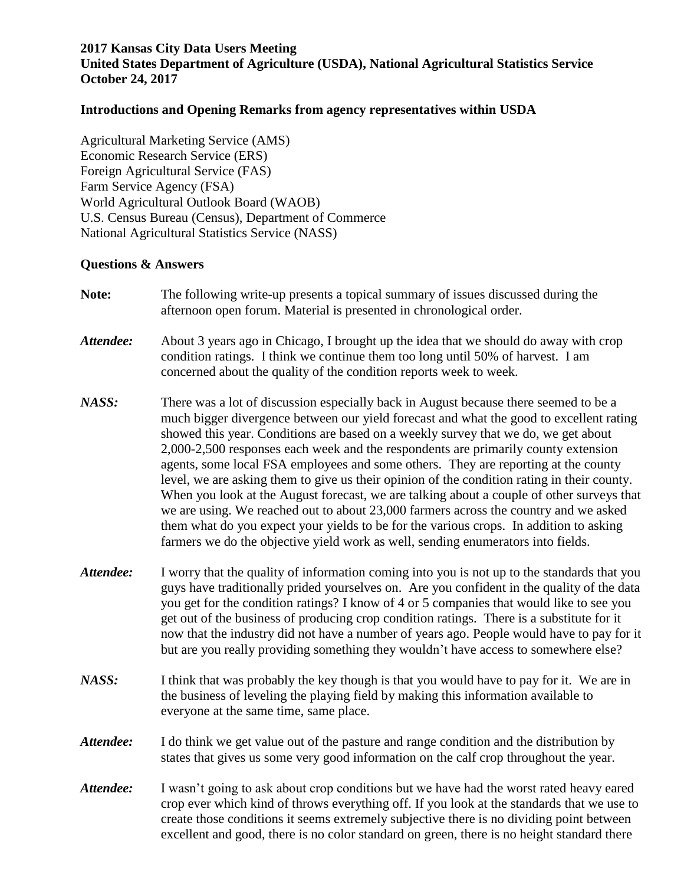**2017 Kansas City Data Users Meeting**
**United States Department of Agriculture (USDA), National Agricultural Statistics Service**
**October 24, 2017**

**Introductions and Opening Remarks from agency representatives within USDA**

Agricultural Marketing Service (AMS)
Economic Research Service (ERS)
Foreign Agricultural Service (FAS)
Farm Service Agency (FSA)
World Agricultural Outlook Board (WAOB)
U.S. Census Bureau (Census), Department of Commerce
National Agricultural Statistics Service (NASS)

**Questions & Answers**

**Note:** The following write-up presents a topical summary of issues discussed during the afternoon open forum. Material is presented in chronological order.

***Attendee:*** About 3 years ago in Chicago, I brought up the idea that we should do away with crop condition ratings. I think we continue them too long until 50% of harvest. I am concerned about the quality of the condition reports week to week.

***NASS:*** There was a lot of discussion especially back in August because there seemed to be a much bigger divergence between our yield forecast and what the good to excellent rating showed this year. Conditions are based on a weekly survey that we do, we get about 2,000-2,500 responses each week and the respondents are primarily county extension agents, some local FSA employees and some others. They are reporting at the county level, we are asking them to give us their opinion of the condition rating in their county. When you look at the August forecast, we are talking about a couple of other surveys that we are using. We reached out to about 23,000 farmers across the country and we asked them what do you expect your yields to be for the various crops. In addition to asking farmers we do the objective yield work as well, sending enumerators into fields.

***Attendee:*** I worry that the quality of information coming into you is not up to the standards that you guys have traditionally prided yourselves on. Are you confident in the quality of the data you get for the condition ratings? I know of 4 or 5 companies that would like to see you get out of the business of producing crop condition ratings. There is a substitute for it now that the industry did not have a number of years ago. People would have to pay for it but are you really providing something they wouldn't have access to somewhere else?

***NASS:*** I think that was probably the key though is that you would have to pay for it. We are in the business of leveling the playing field by making this information available to everyone at the same time, same place.

***Attendee:*** I do think we get value out of the pasture and range condition and the distribution by states that gives us some very good information on the calf crop throughout the year.

***Attendee:*** I wasn't going to ask about crop conditions but we have had the worst rated heavy eared crop ever which kind of throws everything off. If you look at the standards that we use to create those conditions it seems extremely subjective there is no dividing point between excellent and good, there is no color standard on green, there is no height standard there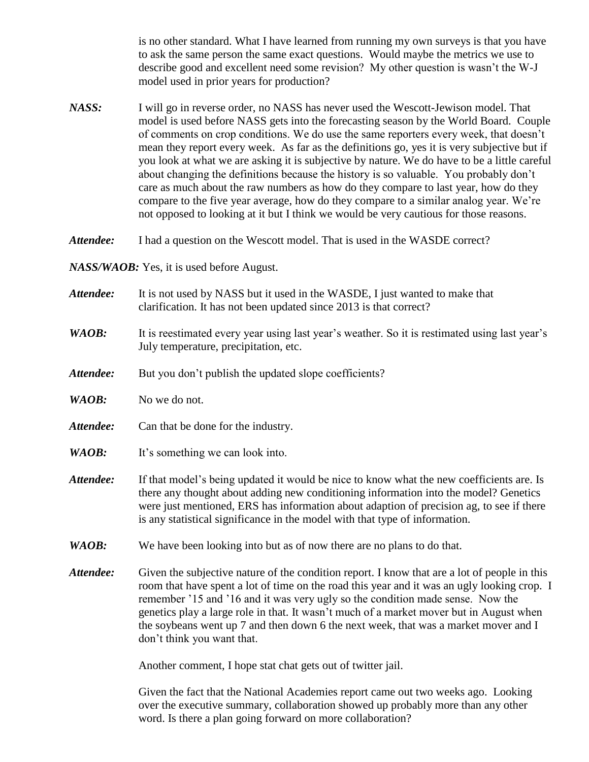is no other standard. What I have learned from running my own surveys is that you have to ask the same person the same exact questions. Would maybe the metrics we use to describe good and excellent need some revision? My other question is wasn't the W-J model used in prior years for production?

***NASS:*** I will go in reverse order, no NASS has never used the Wescott-Jewison model. That model is used before NASS gets into the forecasting season by the World Board. Couple of comments on crop conditions. We do use the same reporters every week, that doesn't mean they report every week. As far as the definitions go, yes it is very subjective but if you look at what we are asking it is subjective by nature. We do have to be a little careful about changing the definitions because the history is so valuable. You probably don't care as much about the raw numbers as how do they compare to last year, how do they compare to the five year average, how do they compare to a similar analog year. We're not opposed to looking at it but I think we would be very cautious for those reasons.

***Attendee:*** I had a question on the Wescott model. That is used in the WASDE correct?

***NASS/WAOB:*** Yes, it is used before August.

***Attendee:*** It is not used by NASS but it used in the WASDE, I just wanted to make that clarification. It has not been updated since 2013 is that correct?

***WAOB:*** It is reestimated every year using last year's weather. So it is restimated using last year's July temperature, precipitation, etc.

***Attendee:*** But you don't publish the updated slope coefficients?

***WAOB:*** No we do not.

***Attendee:*** Can that be done for the industry.

***WAOB:*** It's something we can look into.

***Attendee:*** If that model's being updated it would be nice to know what the new coefficients are. Is there any thought about adding new conditioning information into the model? Genetics were just mentioned, ERS has information about adaption of precision ag, to see if there is any statistical significance in the model with that type of information.

***WAOB:*** We have been looking into but as of now there are no plans to do that.

***Attendee:*** Given the subjective nature of the condition report. I know that are a lot of people in this room that have spent a lot of time on the road this year and it was an ugly looking crop. I remember '15 and '16 and it was very ugly so the condition made sense. Now the genetics play a large role in that. It wasn't much of a market mover but in August when the soybeans went up 7 and then down 6 the next week, that was a market mover and I don't think you want that.

Another comment, I hope stat chat gets out of twitter jail.

Given the fact that the National Academies report came out two weeks ago. Looking over the executive summary, collaboration showed up probably more than any other word. Is there a plan going forward on more collaboration?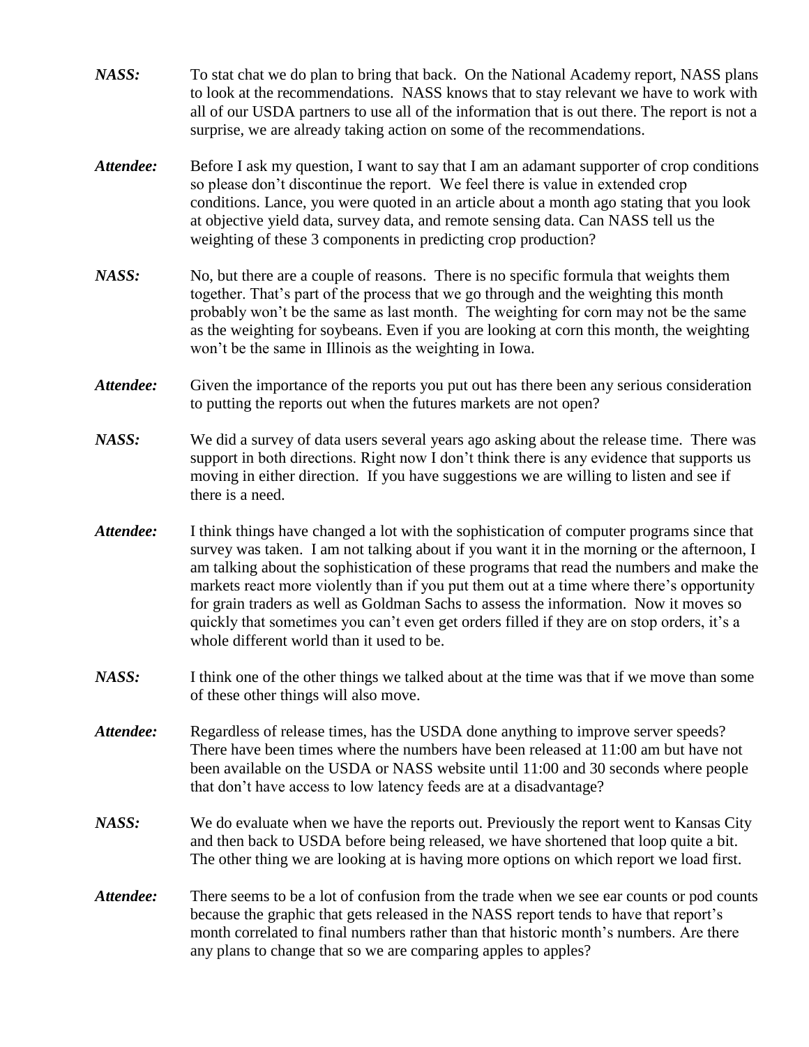***NASS:*** To stat chat we do plan to bring that back. On the National Academy report, NASS plans to look at the recommendations. NASS knows that to stay relevant we have to work with all of our USDA partners to use all of the information that is out there. The report is not a surprise, we are already taking action on some of the recommendations.

***Attendee:*** Before I ask my question, I want to say that I am an adamant supporter of crop conditions so please don't discontinue the report. We feel there is value in extended crop conditions. Lance, you were quoted in an article about a month ago stating that you look at objective yield data, survey data, and remote sensing data. Can NASS tell us the weighting of these 3 components in predicting crop production?

***NASS:*** No, but there are a couple of reasons. There is no specific formula that weights them together. That's part of the process that we go through and the weighting this month probably won't be the same as last month. The weighting for corn may not be the same as the weighting for soybeans. Even if you are looking at corn this month, the weighting won't be the same in Illinois as the weighting in Iowa.

***Attendee:*** Given the importance of the reports you put out has there been any serious consideration to putting the reports out when the futures markets are not open?

***NASS:*** We did a survey of data users several years ago asking about the release time. There was support in both directions. Right now I don't think there is any evidence that supports us moving in either direction. If you have suggestions we are willing to listen and see if there is a need.

***Attendee:*** I think things have changed a lot with the sophistication of computer programs since that survey was taken. I am not talking about if you want it in the morning or the afternoon, I am talking about the sophistication of these programs that read the numbers and make the markets react more violently than if you put them out at a time where there's opportunity for grain traders as well as Goldman Sachs to assess the information. Now it moves so quickly that sometimes you can't even get orders filled if they are on stop orders, it's a whole different world than it used to be.

***NASS:*** I think one of the other things we talked about at the time was that if we move than some of these other things will also move.

***Attendee:*** Regardless of release times, has the USDA done anything to improve server speeds? There have been times where the numbers have been released at 11:00 am but have not been available on the USDA or NASS website until 11:00 and 30 seconds where people that don't have access to low latency feeds are at a disadvantage?

***NASS:*** We do evaluate when we have the reports out. Previously the report went to Kansas City and then back to USDA before being released, we have shortened that loop quite a bit. The other thing we are looking at is having more options on which report we load first.

***Attendee:*** There seems to be a lot of confusion from the trade when we see ear counts or pod counts because the graphic that gets released in the NASS report tends to have that report's month correlated to final numbers rather than that historic month's numbers. Are there any plans to change that so we are comparing apples to apples?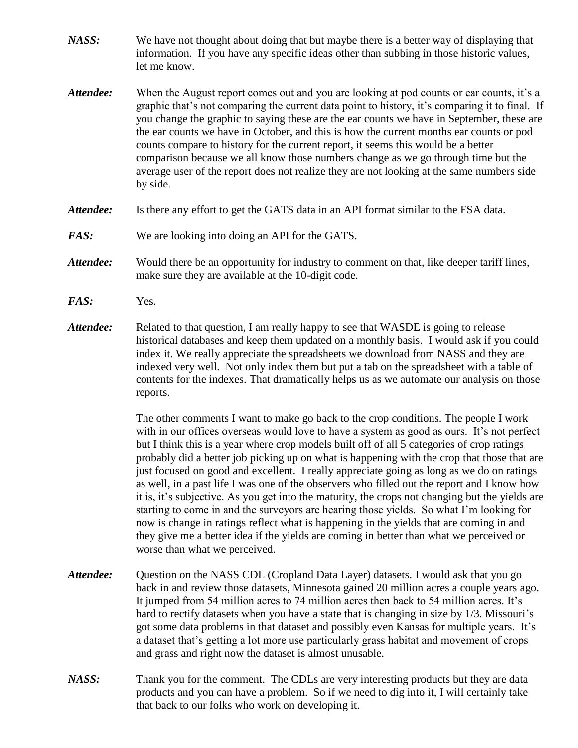***NASS:*** We have not thought about doing that but maybe there is a better way of displaying that information. If you have any specific ideas other than subbing in those historic values, let me know.

***Attendee:*** When the August report comes out and you are looking at pod counts or ear counts, it's a graphic that's not comparing the current data point to history, it's comparing it to final. If you change the graphic to saying these are the ear counts we have in September, these are the ear counts we have in October, and this is how the current months ear counts or pod counts compare to history for the current report, it seems this would be a better comparison because we all know those numbers change as we go through time but the average user of the report does not realize they are not looking at the same numbers side by side.

***Attendee:*** Is there any effort to get the GATS data in an API format similar to the FSA data.

***FAS:*** We are looking into doing an API for the GATS.

***Attendee:*** Would there be an opportunity for industry to comment on that, like deeper tariff lines, make sure they are available at the 10-digit code.

***FAS:*** Yes.

***Attendee:*** Related to that question, I am really happy to see that WASDE is going to release historical databases and keep them updated on a monthly basis. I would ask if you could index it. We really appreciate the spreadsheets we download from NASS and they are indexed very well. Not only index them but put a tab on the spreadsheet with a table of contents for the indexes. That dramatically helps us as we automate our analysis on those reports.

The other comments I want to make go back to the crop conditions. The people I work with in our offices overseas would love to have a system as good as ours. It's not perfect but I think this is a year where crop models built off of all 5 categories of crop ratings probably did a better job picking up on what is happening with the crop that those that are just focused on good and excellent. I really appreciate going as long as we do on ratings as well, in a past life I was one of the observers who filled out the report and I know how it is, it's subjective. As you get into the maturity, the crops not changing but the yields are starting to come in and the surveyors are hearing those yields. So what I'm looking for now is change in ratings reflect what is happening in the yields that are coming in and they give me a better idea if the yields are coming in better than what we perceived or worse than what we perceived.

***Attendee:*** Question on the NASS CDL (Cropland Data Layer) datasets. I would ask that you go back in and review those datasets, Minnesota gained 20 million acres a couple years ago. It jumped from 54 million acres to 74 million acres then back to 54 million acres. It's hard to rectify datasets when you have a state that is changing in size by 1/3. Missouri's got some data problems in that dataset and possibly even Kansas for multiple years. It's a dataset that's getting a lot more use particularly grass habitat and movement of crops and grass and right now the dataset is almost unusable.

***NASS:*** Thank you for the comment. The CDLs are very interesting products but they are data products and you can have a problem. So if we need to dig into it, I will certainly take that back to our folks who work on developing it.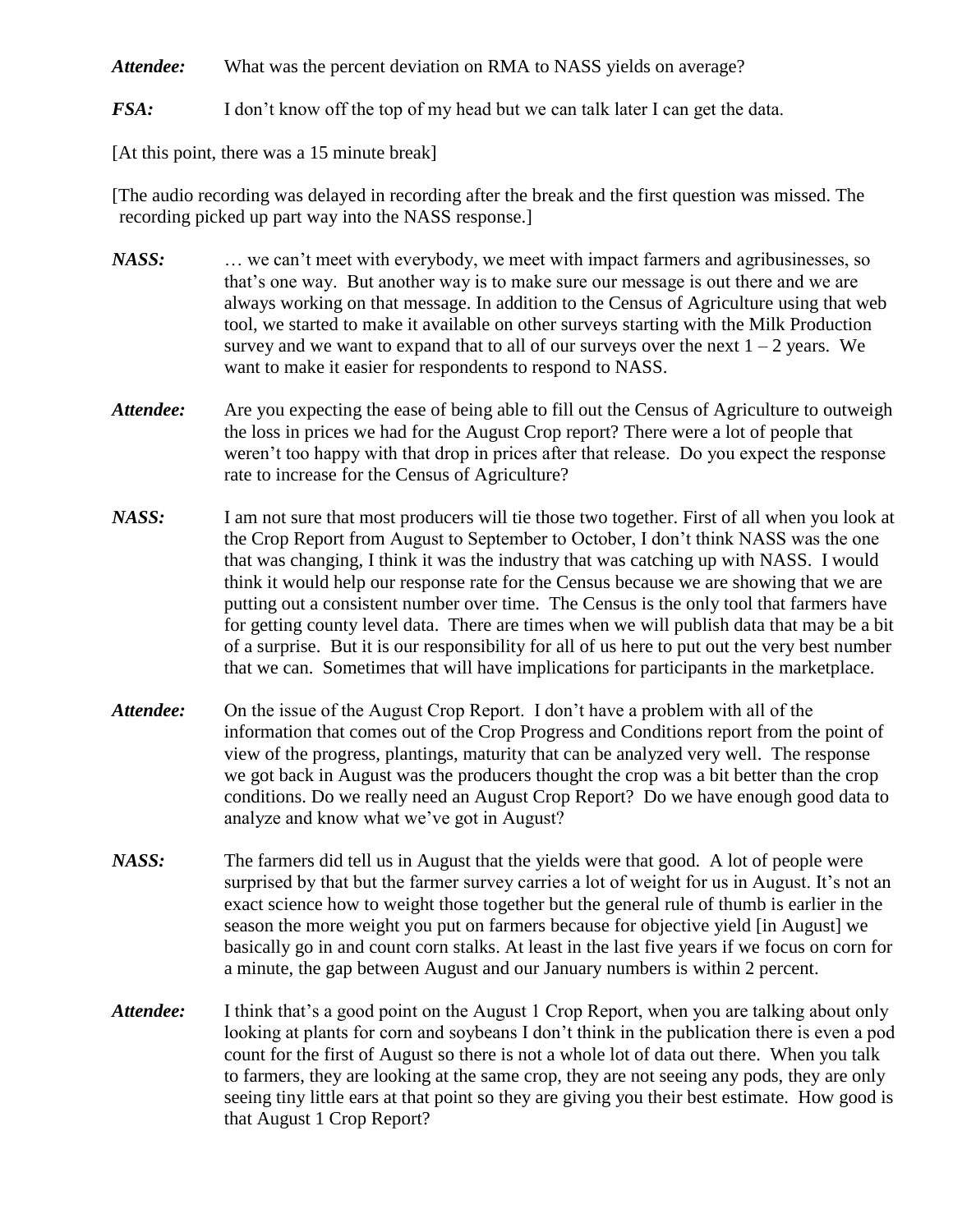***Attendee:*** What was the percent deviation on RMA to NASS yields on average?

***FSA:*** I don't know off the top of my head but we can talk later I can get the data.

[At this point, there was a 15 minute break]

[The audio recording was delayed in recording after the break and the first question was missed. The recording picked up part way into the NASS response.]

***NASS:*** … we can't meet with everybody, we meet with impact farmers and agribusinesses, so that's one way. But another way is to make sure our message is out there and we are always working on that message. In addition to the Census of Agriculture using that web tool, we started to make it available on other surveys starting with the Milk Production survey and we want to expand that to all of our surveys over the next 1 – 2 years. We want to make it easier for respondents to respond to NASS.

***Attendee:*** Are you expecting the ease of being able to fill out the Census of Agriculture to outweigh the loss in prices we had for the August Crop report? There were a lot of people that weren't too happy with that drop in prices after that release. Do you expect the response rate to increase for the Census of Agriculture?

***NASS:*** I am not sure that most producers will tie those two together. First of all when you look at the Crop Report from August to September to October, I don't think NASS was the one that was changing, I think it was the industry that was catching up with NASS. I would think it would help our response rate for the Census because we are showing that we are putting out a consistent number over time. The Census is the only tool that farmers have for getting county level data. There are times when we will publish data that may be a bit of a surprise. But it is our responsibility for all of us here to put out the very best number that we can. Sometimes that will have implications for participants in the marketplace.

***Attendee:*** On the issue of the August Crop Report. I don't have a problem with all of the information that comes out of the Crop Progress and Conditions report from the point of view of the progress, plantings, maturity that can be analyzed very well. The response we got back in August was the producers thought the crop was a bit better than the crop conditions. Do we really need an August Crop Report? Do we have enough good data to analyze and know what we've got in August?

***NASS:*** The farmers did tell us in August that the yields were that good. A lot of people were surprised by that but the farmer survey carries a lot of weight for us in August. It's not an exact science how to weight those together but the general rule of thumb is earlier in the season the more weight you put on farmers because for objective yield [in August] we basically go in and count corn stalks. At least in the last five years if we focus on corn for a minute, the gap between August and our January numbers is within 2 percent.

***Attendee:*** I think that's a good point on the August 1 Crop Report, when you are talking about only looking at plants for corn and soybeans I don't think in the publication there is even a pod count for the first of August so there is not a whole lot of data out there. When you talk to farmers, they are looking at the same crop, they are not seeing any pods, they are only seeing tiny little ears at that point so they are giving you their best estimate. How good is that August 1 Crop Report?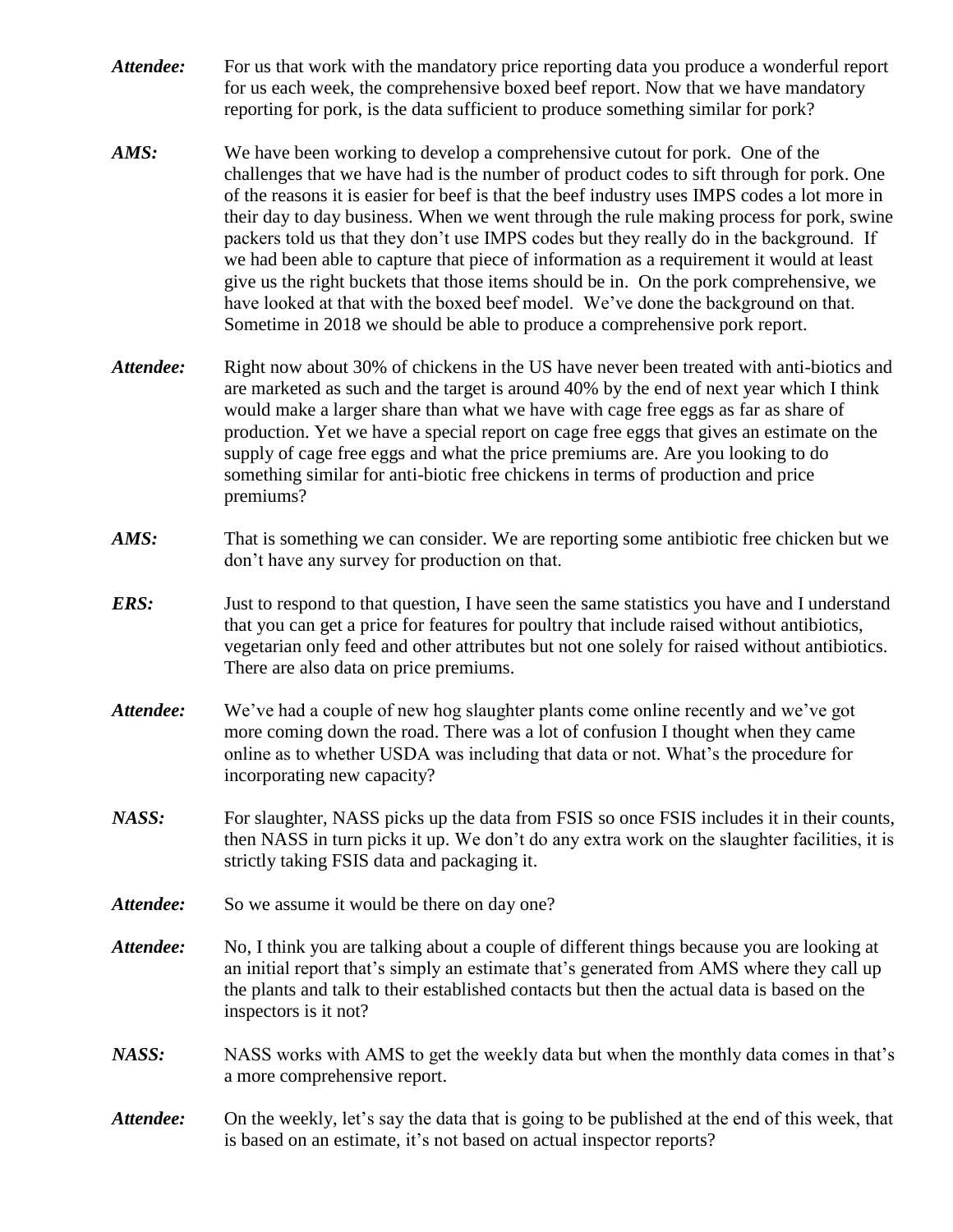***Attendee:*** For us that work with the mandatory price reporting data you produce a wonderful report for us each week, the comprehensive boxed beef report. Now that we have mandatory reporting for pork, is the data sufficient to produce something similar for pork?

***AMS:*** We have been working to develop a comprehensive cutout for pork. One of the challenges that we have had is the number of product codes to sift through for pork. One of the reasons it is easier for beef is that the beef industry uses IMPS codes a lot more in their day to day business. When we went through the rule making process for pork, swine packers told us that they don't use IMPS codes but they really do in the background. If we had been able to capture that piece of information as a requirement it would at least give us the right buckets that those items should be in. On the pork comprehensive, we have looked at that with the boxed beef model. We've done the background on that. Sometime in 2018 we should be able to produce a comprehensive pork report.

***Attendee:*** Right now about 30% of chickens in the US have never been treated with anti-biotics and are marketed as such and the target is around 40% by the end of next year which I think would make a larger share than what we have with cage free eggs as far as share of production. Yet we have a special report on cage free eggs that gives an estimate on the supply of cage free eggs and what the price premiums are. Are you looking to do something similar for anti-biotic free chickens in terms of production and price premiums?

***AMS:*** That is something we can consider. We are reporting some antibiotic free chicken but we don't have any survey for production on that.

***ERS:*** Just to respond to that question, I have seen the same statistics you have and I understand that you can get a price for features for poultry that include raised without antibiotics, vegetarian only feed and other attributes but not one solely for raised without antibiotics. There are also data on price premiums.

***Attendee:*** We've had a couple of new hog slaughter plants come online recently and we've got more coming down the road. There was a lot of confusion I thought when they came online as to whether USDA was including that data or not. What's the procedure for incorporating new capacity?

***NASS:*** For slaughter, NASS picks up the data from FSIS so once FSIS includes it in their counts, then NASS in turn picks it up. We don't do any extra work on the slaughter facilities, it is strictly taking FSIS data and packaging it.

***Attendee:*** So we assume it would be there on day one?

***Attendee:*** No, I think you are talking about a couple of different things because you are looking at an initial report that's simply an estimate that's generated from AMS where they call up the plants and talk to their established contacts but then the actual data is based on the inspectors is it not?

***NASS:*** NASS works with AMS to get the weekly data but when the monthly data comes in that's a more comprehensive report.

***Attendee:*** On the weekly, let's say the data that is going to be published at the end of this week, that is based on an estimate, it's not based on actual inspector reports?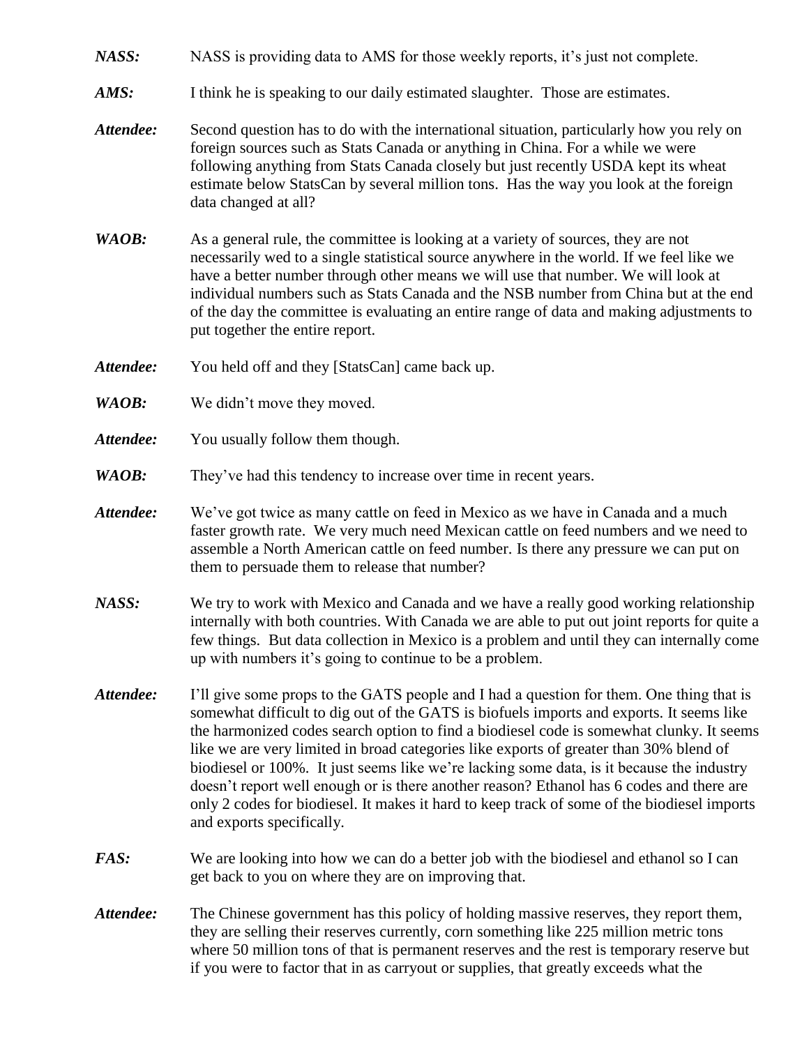***NASS:*** NASS is providing data to AMS for those weekly reports, it's just not complete.

***AMS:*** I think he is speaking to our daily estimated slaughter. Those are estimates.

***Attendee:*** Second question has to do with the international situation, particularly how you rely on foreign sources such as Stats Canada or anything in China. For a while we were following anything from Stats Canada closely but just recently USDA kept its wheat estimate below StatsCan by several million tons. Has the way you look at the foreign data changed at all?

***WAOB:*** As a general rule, the committee is looking at a variety of sources, they are not necessarily wed to a single statistical source anywhere in the world. If we feel like we have a better number through other means we will use that number. We will look at individual numbers such as Stats Canada and the NSB number from China but at the end of the day the committee is evaluating an entire range of data and making adjustments to put together the entire report.

***Attendee:*** You held off and they [StatsCan] came back up.

***WAOB:*** We didn't move they moved.

***Attendee:*** You usually follow them though.

***WAOB:*** They've had this tendency to increase over time in recent years.

***Attendee:*** We've got twice as many cattle on feed in Mexico as we have in Canada and a much faster growth rate. We very much need Mexican cattle on feed numbers and we need to assemble a North American cattle on feed number. Is there any pressure we can put on them to persuade them to release that number?

***NASS:*** We try to work with Mexico and Canada and we have a really good working relationship internally with both countries. With Canada we are able to put out joint reports for quite a few things. But data collection in Mexico is a problem and until they can internally come up with numbers it's going to continue to be a problem.

***Attendee:*** I'll give some props to the GATS people and I had a question for them. One thing that is somewhat difficult to dig out of the GATS is biofuels imports and exports. It seems like the harmonized codes search option to find a biodiesel code is somewhat clunky. It seems like we are very limited in broad categories like exports of greater than 30% blend of biodiesel or 100%. It just seems like we're lacking some data, is it because the industry doesn't report well enough or is there another reason? Ethanol has 6 codes and there are only 2 codes for biodiesel. It makes it hard to keep track of some of the biodiesel imports and exports specifically.

***FAS:*** We are looking into how we can do a better job with the biodiesel and ethanol so I can get back to you on where they are on improving that.

***Attendee:*** The Chinese government has this policy of holding massive reserves, they report them, they are selling their reserves currently, corn something like 225 million metric tons where 50 million tons of that is permanent reserves and the rest is temporary reserve but if you were to factor that in as carryout or supplies, that greatly exceeds what the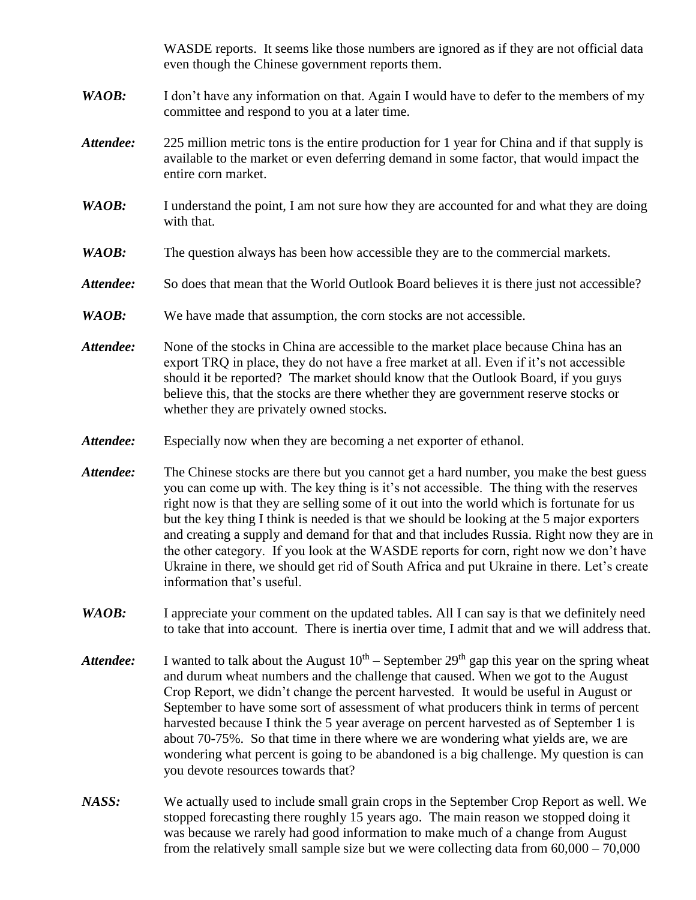WASDE reports. It seems like those numbers are ignored as if they are not official data even though the Chinese government reports them.

***WAOB:*** I don't have any information on that. Again I would have to defer to the members of my committee and respond to you at a later time.

***Attendee:*** 225 million metric tons is the entire production for 1 year for China and if that supply is available to the market or even deferring demand in some factor, that would impact the entire corn market.

***WAOB:*** I understand the point, I am not sure how they are accounted for and what they are doing with that.

***WAOB:*** The question always has been how accessible they are to the commercial markets.

***Attendee:*** So does that mean that the World Outlook Board believes it is there just not accessible?

***WAOB:*** We have made that assumption, the corn stocks are not accessible.

***Attendee:*** None of the stocks in China are accessible to the market place because China has an export TRQ in place, they do not have a free market at all. Even if it's not accessible should it be reported? The market should know that the Outlook Board, if you guys believe this, that the stocks are there whether they are government reserve stocks or whether they are privately owned stocks.

***Attendee:*** Especially now when they are becoming a net exporter of ethanol.

***Attendee:*** The Chinese stocks are there but you cannot get a hard number, you make the best guess you can come up with. The key thing is it's not accessible. The thing with the reserves right now is that they are selling some of it out into the world which is fortunate for us but the key thing I think is needed is that we should be looking at the 5 major exporters and creating a supply and demand for that and that includes Russia. Right now they are in the other category. If you look at the WASDE reports for corn, right now we don't have Ukraine in there, we should get rid of South Africa and put Ukraine in there. Let's create information that's useful.

***WAOB:*** I appreciate your comment on the updated tables. All I can say is that we definitely need to take that into account. There is inertia over time, I admit that and we will address that.

***Attendee:*** I wanted to talk about the August 10th – September 29th gap this year on the spring wheat and durum wheat numbers and the challenge that caused. When we got to the August Crop Report, we didn't change the percent harvested. It would be useful in August or September to have some sort of assessment of what producers think in terms of percent harvested because I think the 5 year average on percent harvested as of September 1 is about 70-75%. So that time in there where we are wondering what yields are, we are wondering what percent is going to be abandoned is a big challenge. My question is can you devote resources towards that?

***NASS:*** We actually used to include small grain crops in the September Crop Report as well. We stopped forecasting there roughly 15 years ago. The main reason we stopped doing it was because we rarely had good information to make much of a change from August from the relatively small sample size but we were collecting data from 60,000 – 70,000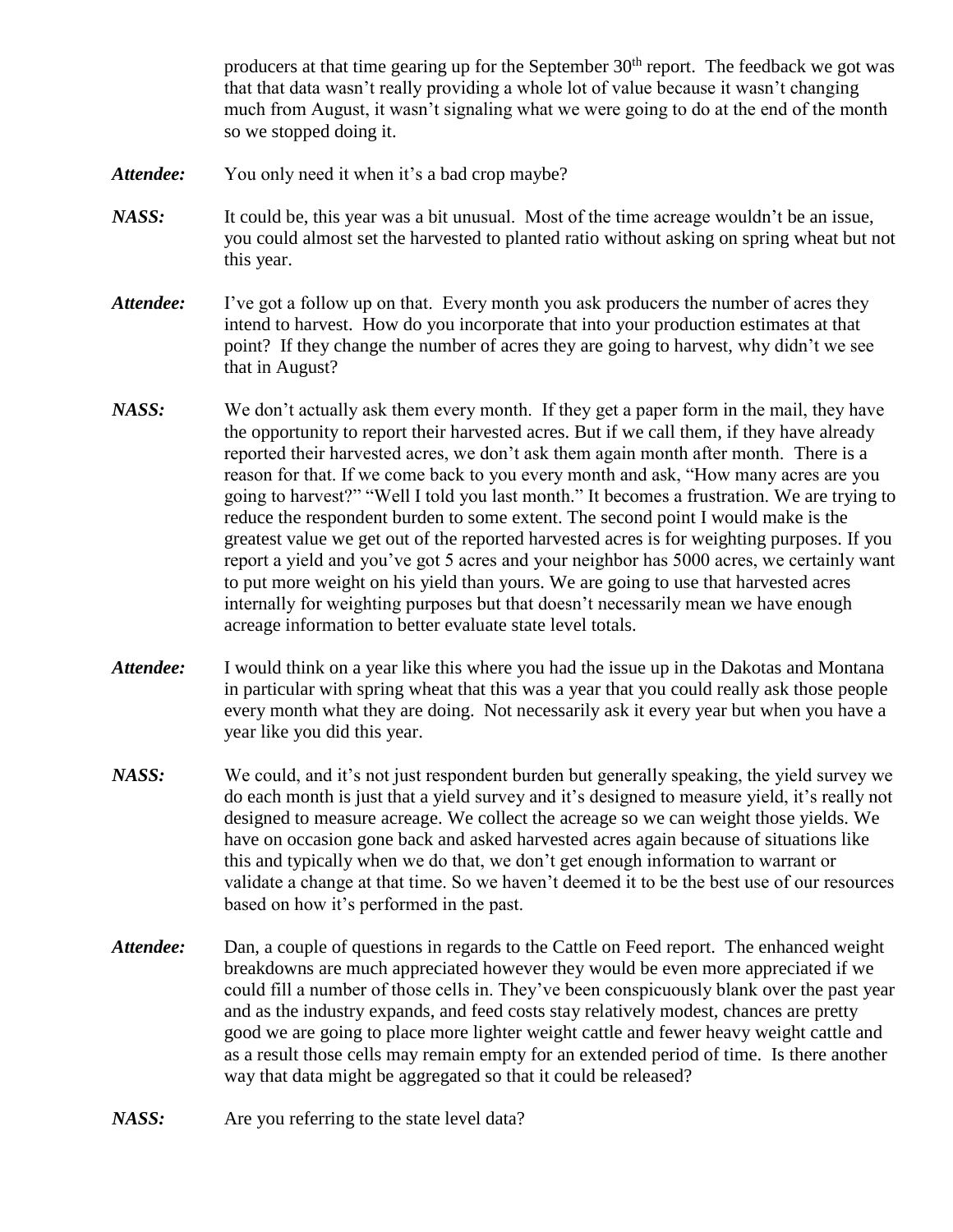producers at that time gearing up for the September 30th report. The feedback we got was that that data wasn't really providing a whole lot of value because it wasn't changing much from August, it wasn't signaling what we were going to do at the end of the month so we stopped doing it.

***Attendee:*** You only need it when it's a bad crop maybe?

***NASS:*** It could be, this year was a bit unusual. Most of the time acreage wouldn't be an issue, you could almost set the harvested to planted ratio without asking on spring wheat but not this year.

***Attendee:*** I've got a follow up on that. Every month you ask producers the number of acres they intend to harvest. How do you incorporate that into your production estimates at that point? If they change the number of acres they are going to harvest, why didn't we see that in August?

***NASS:*** We don't actually ask them every month. If they get a paper form in the mail, they have the opportunity to report their harvested acres. But if we call them, if they have already reported their harvested acres, we don't ask them again month after month. There is a reason for that. If we come back to you every month and ask, "How many acres are you going to harvest?" "Well I told you last month." It becomes a frustration. We are trying to reduce the respondent burden to some extent. The second point I would make is the greatest value we get out of the reported harvested acres is for weighting purposes. If you report a yield and you've got 5 acres and your neighbor has 5000 acres, we certainly want to put more weight on his yield than yours. We are going to use that harvested acres internally for weighting purposes but that doesn't necessarily mean we have enough acreage information to better evaluate state level totals.

***Attendee:*** I would think on a year like this where you had the issue up in the Dakotas and Montana in particular with spring wheat that this was a year that you could really ask those people every month what they are doing. Not necessarily ask it every year but when you have a year like you did this year.

***NASS:*** We could, and it's not just respondent burden but generally speaking, the yield survey we do each month is just that a yield survey and it's designed to measure yield, it's really not designed to measure acreage. We collect the acreage so we can weight those yields. We have on occasion gone back and asked harvested acres again because of situations like this and typically when we do that, we don't get enough information to warrant or validate a change at that time. So we haven't deemed it to be the best use of our resources based on how it's performed in the past.

***Attendee:*** Dan, a couple of questions in regards to the Cattle on Feed report. The enhanced weight breakdowns are much appreciated however they would be even more appreciated if we could fill a number of those cells in. They've been conspicuously blank over the past year and as the industry expands, and feed costs stay relatively modest, chances are pretty good we are going to place more lighter weight cattle and fewer heavy weight cattle and as a result those cells may remain empty for an extended period of time. Is there another way that data might be aggregated so that it could be released?

***NASS:*** Are you referring to the state level data?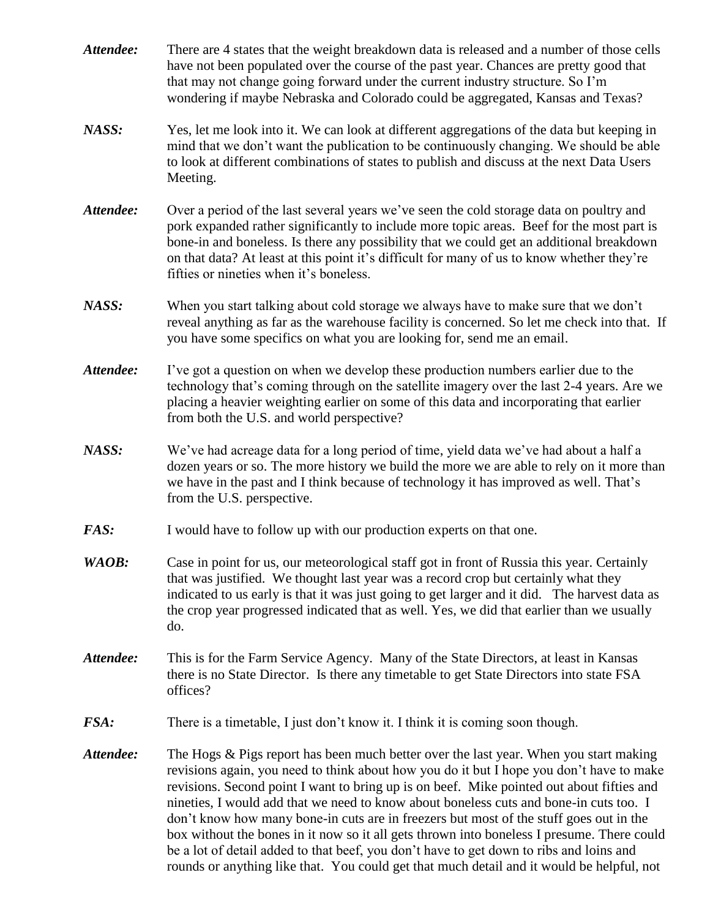***Attendee:*** There are 4 states that the weight breakdown data is released and a number of those cells have not been populated over the course of the past year. Chances are pretty good that that may not change going forward under the current industry structure. So I'm wondering if maybe Nebraska and Colorado could be aggregated, Kansas and Texas?

***NASS:*** Yes, let me look into it. We can look at different aggregations of the data but keeping in mind that we don't want the publication to be continuously changing. We should be able to look at different combinations of states to publish and discuss at the next Data Users Meeting.

***Attendee:*** Over a period of the last several years we've seen the cold storage data on poultry and pork expanded rather significantly to include more topic areas. Beef for the most part is bone-in and boneless. Is there any possibility that we could get an additional breakdown on that data? At least at this point it's difficult for many of us to know whether they're fifties or nineties when it's boneless.

***NASS:*** When you start talking about cold storage we always have to make sure that we don't reveal anything as far as the warehouse facility is concerned. So let me check into that. If you have some specifics on what you are looking for, send me an email.

***Attendee:*** I've got a question on when we develop these production numbers earlier due to the technology that's coming through on the satellite imagery over the last 2-4 years. Are we placing a heavier weighting earlier on some of this data and incorporating that earlier from both the U.S. and world perspective?

***NASS:*** We've had acreage data for a long period of time, yield data we've had about a half a dozen years or so. The more history we build the more we are able to rely on it more than we have in the past and I think because of technology it has improved as well. That's from the U.S. perspective.

***FAS:*** I would have to follow up with our production experts on that one.

***WAOB:*** Case in point for us, our meteorological staff got in front of Russia this year. Certainly that was justified. We thought last year was a record crop but certainly what they indicated to us early is that it was just going to get larger and it did. The harvest data as the crop year progressed indicated that as well. Yes, we did that earlier than we usually do.

***Attendee:*** This is for the Farm Service Agency. Many of the State Directors, at least in Kansas there is no State Director. Is there any timetable to get State Directors into state FSA offices?

***FSA:*** There is a timetable, I just don't know it. I think it is coming soon though.

***Attendee:*** The Hogs & Pigs report has been much better over the last year. When you start making revisions again, you need to think about how you do it but I hope you don't have to make revisions. Second point I want to bring up is on beef. Mike pointed out about fifties and nineties, I would add that we need to know about boneless cuts and bone-in cuts too. I don't know how many bone-in cuts are in freezers but most of the stuff goes out in the box without the bones in it now so it all gets thrown into boneless I presume. There could be a lot of detail added to that beef, you don't have to get down to ribs and loins and rounds or anything like that. You could get that much detail and it would be helpful, not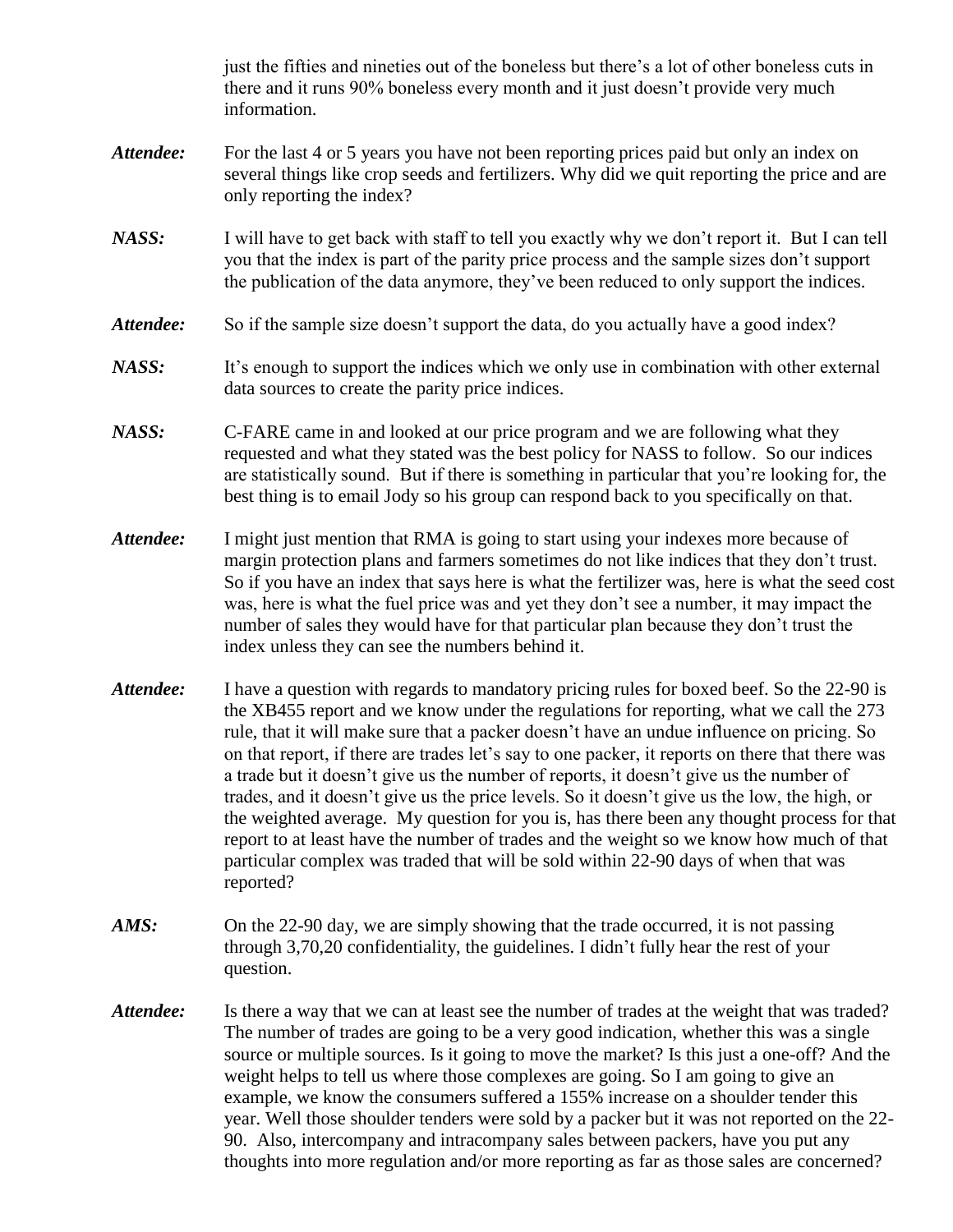just the fifties and nineties out of the boneless but there's a lot of other boneless cuts in there and it runs 90% boneless every month and it just doesn't provide very much information.

***Attendee:*** For the last 4 or 5 years you have not been reporting prices paid but only an index on several things like crop seeds and fertilizers. Why did we quit reporting the price and are only reporting the index?

***NASS:*** I will have to get back with staff to tell you exactly why we don't report it. But I can tell you that the index is part of the parity price process and the sample sizes don't support the publication of the data anymore, they've been reduced to only support the indices.

***Attendee:*** So if the sample size doesn't support the data, do you actually have a good index?

***NASS:*** It's enough to support the indices which we only use in combination with other external data sources to create the parity price indices.

***NASS:*** C-FARE came in and looked at our price program and we are following what they requested and what they stated was the best policy for NASS to follow. So our indices are statistically sound. But if there is something in particular that you're looking for, the best thing is to email Jody so his group can respond back to you specifically on that.

***Attendee:*** I might just mention that RMA is going to start using your indexes more because of margin protection plans and farmers sometimes do not like indices that they don't trust. So if you have an index that says here is what the fertilizer was, here is what the seed cost was, here is what the fuel price was and yet they don't see a number, it may impact the number of sales they would have for that particular plan because they don't trust the index unless they can see the numbers behind it.

***Attendee:*** I have a question with regards to mandatory pricing rules for boxed beef. So the 22-90 is the XB455 report and we know under the regulations for reporting, what we call the 273 rule, that it will make sure that a packer doesn't have an undue influence on pricing. So on that report, if there are trades let's say to one packer, it reports on there that there was a trade but it doesn't give us the number of reports, it doesn't give us the number of trades, and it doesn't give us the price levels. So it doesn't give us the low, the high, or the weighted average. My question for you is, has there been any thought process for that report to at least have the number of trades and the weight so we know how much of that particular complex was traded that will be sold within 22-90 days of when that was reported?

***AMS:*** On the 22-90 day, we are simply showing that the trade occurred, it is not passing through 3,70,20 confidentiality, the guidelines. I didn't fully hear the rest of your question.

***Attendee:*** Is there a way that we can at least see the number of trades at the weight that was traded? The number of trades are going to be a very good indication, whether this was a single source or multiple sources. Is it going to move the market? Is this just a one-off? And the weight helps to tell us where those complexes are going. So I am going to give an example, we know the consumers suffered a 155% increase on a shoulder tender this year. Well those shoulder tenders were sold by a packer but it was not reported on the 22-90. Also, intercompany and intracompany sales between packers, have you put any thoughts into more regulation and/or more reporting as far as those sales are concerned?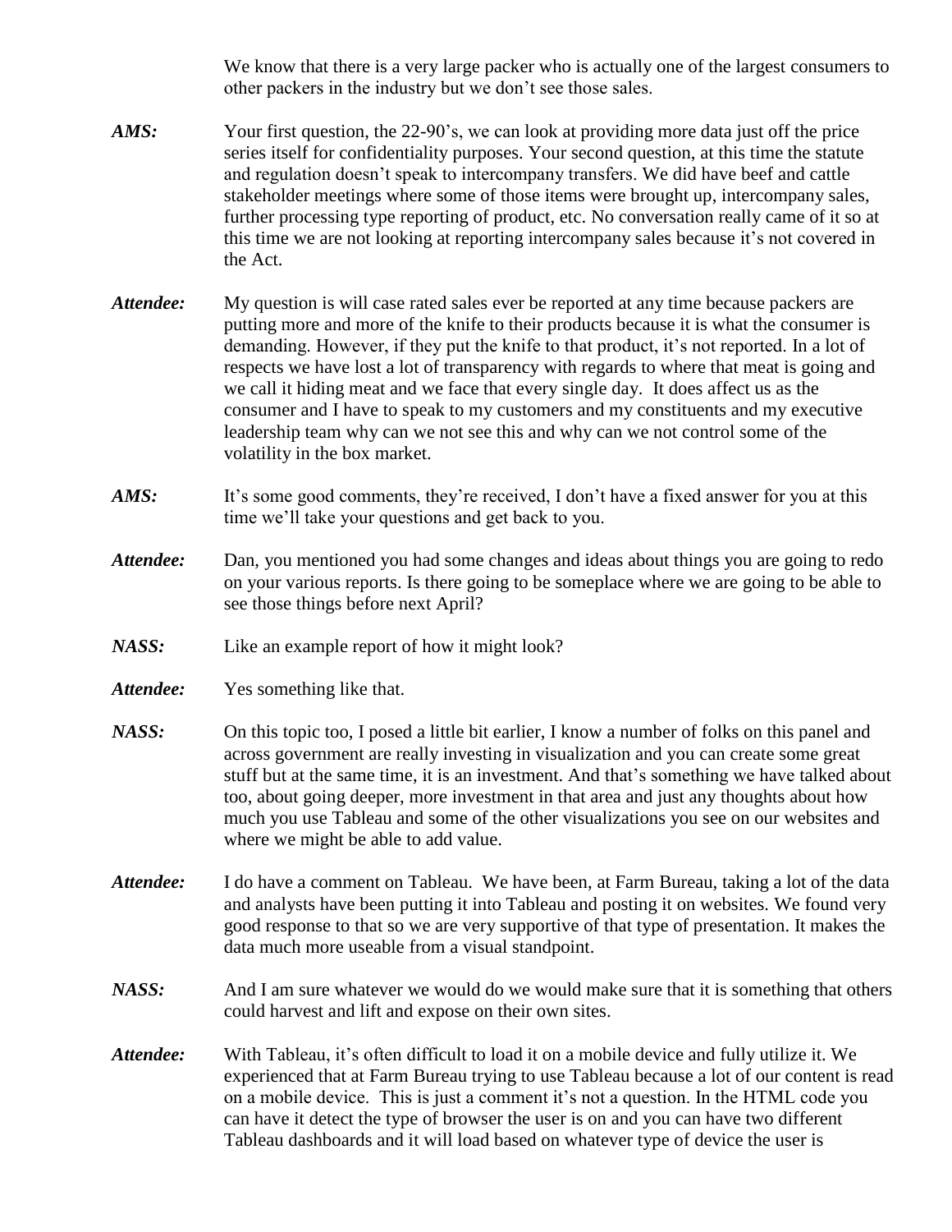We know that there is a very large packer who is actually one of the largest consumers to other packers in the industry but we don't see those sales.

***AMS:*** Your first question, the 22-90's, we can look at providing more data just off the price series itself for confidentiality purposes. Your second question, at this time the statute and regulation doesn't speak to intercompany transfers. We did have beef and cattle stakeholder meetings where some of those items were brought up, intercompany sales, further processing type reporting of product, etc. No conversation really came of it so at this time we are not looking at reporting intercompany sales because it's not covered in the Act.

***Attendee:*** My question is will case rated sales ever be reported at any time because packers are putting more and more of the knife to their products because it is what the consumer is demanding. However, if they put the knife to that product, it's not reported. In a lot of respects we have lost a lot of transparency with regards to where that meat is going and we call it hiding meat and we face that every single day. It does affect us as the consumer and I have to speak to my customers and my constituents and my executive leadership team why can we not see this and why can we not control some of the volatility in the box market.

***AMS:*** It's some good comments, they're received, I don't have a fixed answer for you at this time we'll take your questions and get back to you.

***Attendee:*** Dan, you mentioned you had some changes and ideas about things you are going to redo on your various reports. Is there going to be someplace where we are going to be able to see those things before next April?

***NASS:*** Like an example report of how it might look?

***Attendee:*** Yes something like that.

***NASS:*** On this topic too, I posed a little bit earlier, I know a number of folks on this panel and across government are really investing in visualization and you can create some great stuff but at the same time, it is an investment. And that's something we have talked about too, about going deeper, more investment in that area and just any thoughts about how much you use Tableau and some of the other visualizations you see on our websites and where we might be able to add value.

***Attendee:*** I do have a comment on Tableau. We have been, at Farm Bureau, taking a lot of the data and analysts have been putting it into Tableau and posting it on websites. We found very good response to that so we are very supportive of that type of presentation. It makes the data much more useable from a visual standpoint.

***NASS:*** And I am sure whatever we would do we would make sure that it is something that others could harvest and lift and expose on their own sites.

***Attendee:*** With Tableau, it's often difficult to load it on a mobile device and fully utilize it. We experienced that at Farm Bureau trying to use Tableau because a lot of our content is read on a mobile device. This is just a comment it's not a question. In the HTML code you can have it detect the type of browser the user is on and you can have two different Tableau dashboards and it will load based on whatever type of device the user is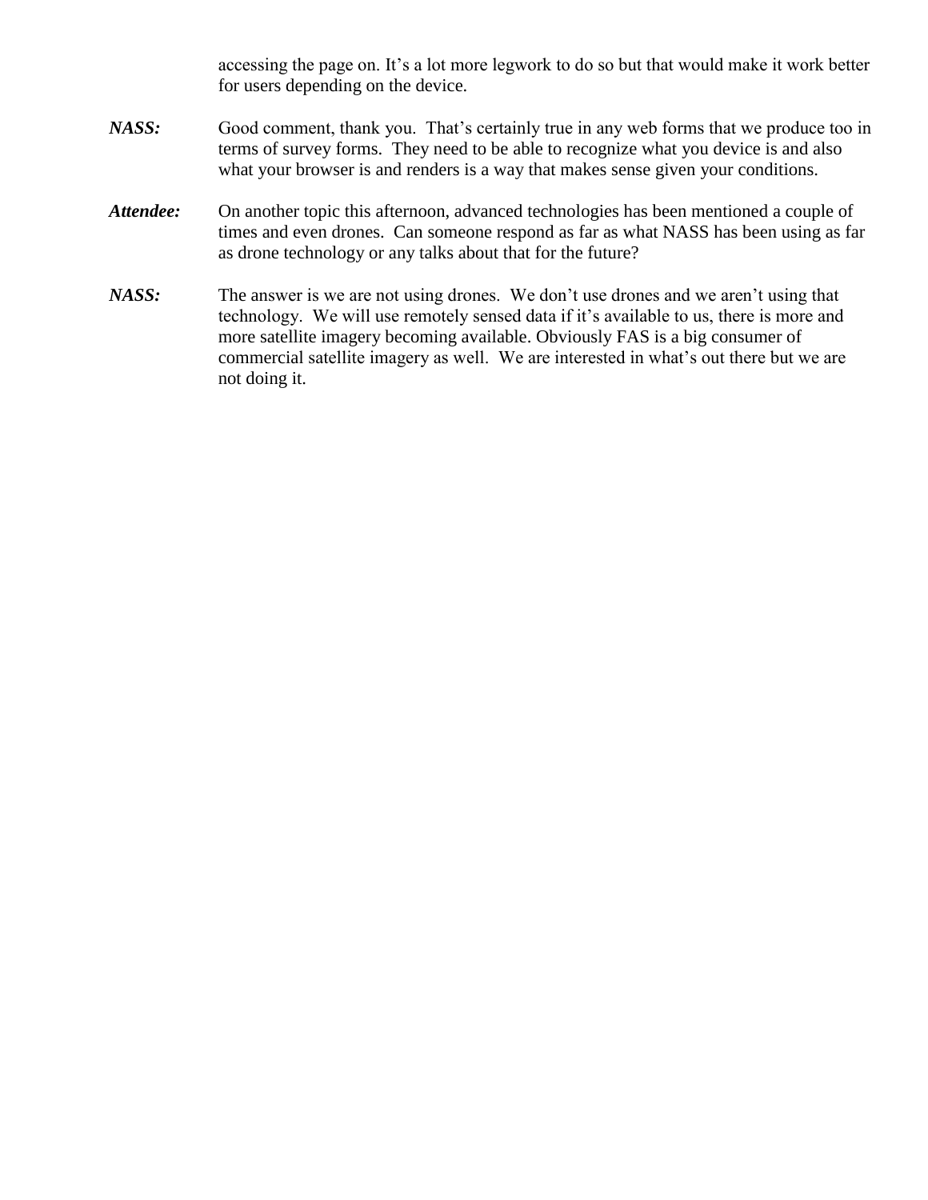accessing the page on. It’s a lot more legwork to do so but that would make it work better for users depending on the device.

***NASS:*** Good comment, thank you. That’s certainly true in any web forms that we produce too in terms of survey forms. They need to be able to recognize what you device is and also what your browser is and renders is a way that makes sense given your conditions.

***Attendee:*** On another topic this afternoon, advanced technologies has been mentioned a couple of times and even drones. Can someone respond as far as what NASS has been using as far as drone technology or any talks about that for the future?

***NASS:*** The answer is we are not using drones. We don’t use drones and we aren’t using that technology. We will use remotely sensed data if it’s available to us, there is more and more satellite imagery becoming available. Obviously FAS is a big consumer of commercial satellite imagery as well. We are interested in what’s out there but we are not doing it.